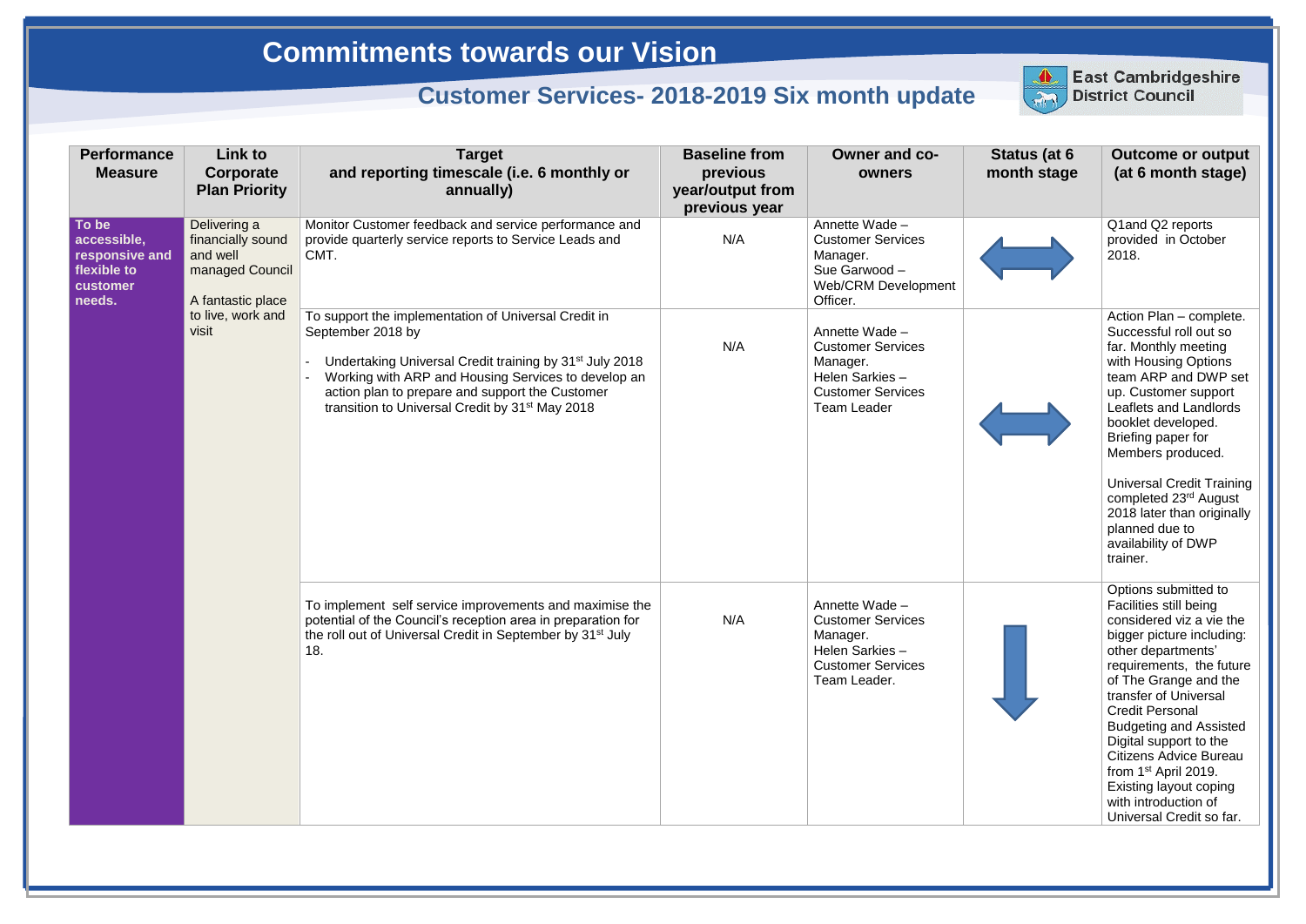# Commitments towards our Vision

## Customer Services- 2018-2019 Six month update

East Cambridgeshire District Council

| Performance Measure | Link to Corporate Plan Priority | Target and reporting timescale (i.e. 6 monthly or annually) | Baseline from previous year/output from previous year | Owner and co-owners | Status (at 6 month stage | Outcome or output (at 6 month stage) |
|---|---|---|---|---|---|---|
| **To be accessible, responsive and flexible to customer needs.** | Delivering a financially sound and well managed Council<br><br>A fantastic place to live, work and visit | Monitor Customer feedback and service performance and provide quarterly service reports to Service Leads and CMT. | N/A | Annette Wade – Customer Services Manager.<br>Sue Garwood – Web/CRM Development Officer. | ⟷ | Q1and Q2 reports provided in October 2018. |
| | | To support the implementation of Universal Credit in September 2018 by<br>- Undertaking Universal Credit training by 31st July 2018<br>- Working with ARP and Housing Services to develop an action plan to prepare and support the Customer transition to Universal Credit by 31st May 2018 | N/A | Annette Wade – Customer Services Manager.<br>Helen Sarkies – Customer Services Team Leader | ⟷ | Action Plan – complete. Successful roll out so far. Monthly meeting with Housing Options team ARP and DWP set up. Customer support Leaflets and Landlords booklet developed. Briefing paper for Members produced.<br><br>Universal Credit Training completed 23rd August 2018 later than originally planned due to availability of DWP trainer. |
| | | To implement self service improvements and maximise the potential of the Council's reception area in preparation for the roll out of Universal Credit in September by 31st July 18. | N/A | Annette Wade – Customer Services Manager.<br>Helen Sarkies – Customer Services Team Leader. | ↓ | Options submitted to Facilities still being considered viz a vie the bigger picture including: other departments' requirements, the future of The Grange and the transfer of Universal Credit Personal Budgeting and Assisted Digital support to the Citizens Advice Bureau from 1st April 2019. Existing layout coping with introduction of Universal Credit so far. |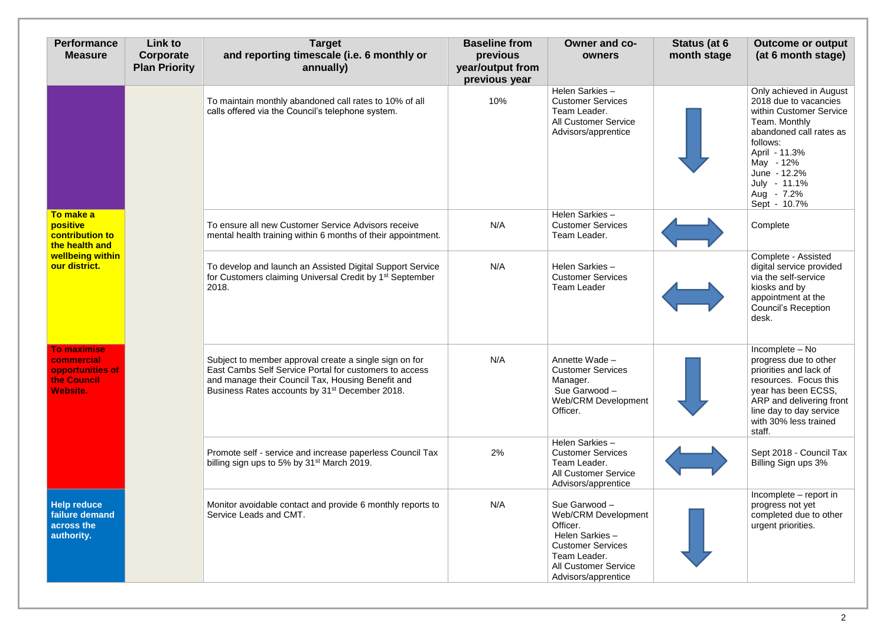| Performance Measure | Link to Corporate Plan Priority | Target and reporting timescale (i.e. 6 monthly or annually) | Baseline from previous year/output from previous year | Owner and co-owners | Status (at 6 month stage) | Outcome or output (at 6 month stage) |
|---|---|---|---|---|---|---|
| | | To maintain monthly abandoned call rates to 10% of all calls offered via the Council's telephone system. | 10% | Helen Sarkies – Customer Services Team Leader. All Customer Service Advisors/apprentice | ↓ | Only achieved in August 2018 due to vacancies within Customer Service Team. Monthly abandoned call rates as follows: April - 11.3% May - 12% June - 12.2% July - 11.1% Aug - 7.2% Sept - 10.7% |
| **To make a positive contribution to the health and wellbeing within our district.** | | To ensure all new Customer Service Advisors receive mental health training within 6 months of their appointment. | N/A | Helen Sarkies – Customer Services Team Leader. | ↔ | Complete |
| | | To develop and launch an Assisted Digital Support Service for Customers claiming Universal Credit by 1st September 2018. | N/A | Helen Sarkies – Customer Services Team Leader | ↔ | Complete - Assisted digital service provided via the self-service kiosks and by appointment at the Council's Reception desk. |
| **To maximise commercial opportunities of the Council Website.** | | Subject to member approval create a single sign on for East Cambs Self Service Portal for customers to access and manage their Council Tax, Housing Benefit and Business Rates accounts by 31st December 2018. | N/A | Annette Wade – Customer Services Manager. Sue Garwood – Web/CRM Development Officer. | ↓ | Incomplete – No progress due to other priorities and lack of resources. Focus this year has been ECSS, ARP and delivering front line day to day service with 30% less trained staff. |
| | | Promote self - service and increase paperless Council Tax billing sign ups to 5% by 31st March 2019. | 2% | Helen Sarkies – Customer Services Team Leader. All Customer Service Advisors/apprentice | ↔ | Sept 2018 - Council Tax Billing Sign ups 3% |
| **Help reduce failure demand across the authority.** | | Monitor avoidable contact and provide 6 monthly reports to Service Leads and CMT. | N/A | Sue Garwood – Web/CRM Development Officer. Helen Sarkies – Customer Services Team Leader. All Customer Service Advisors/apprentice | ↓ | Incomplete – report in progress not yet completed due to other urgent priorities. |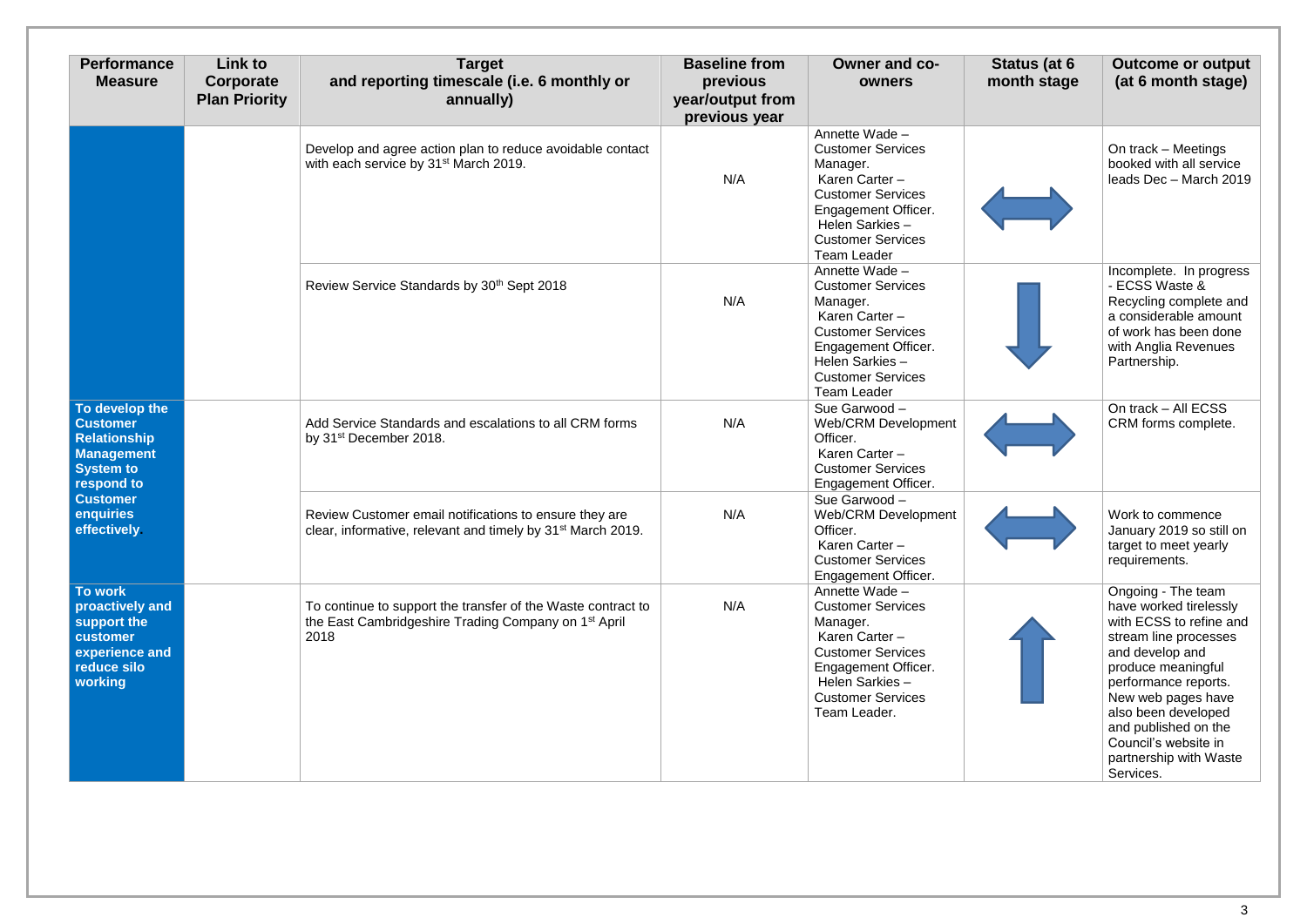| Performance Measure | Link to Corporate Plan Priority | Target and reporting timescale (i.e. 6 monthly or annually) | Baseline from previous year/output from previous year | Owner and co-owners | Status (at 6 month stage) | Outcome or output (at 6 month stage) |
|---|---|---|---|---|---|---|
| | | Develop and agree action plan to reduce avoidable contact with each service by 31st March 2019. | N/A | Annette Wade – Customer Services Manager. Karen Carter – Customer Services Engagement Officer. Helen Sarkies – Customer Services Team Leader | ⟷ | On track – Meetings booked with all service leads Dec – March 2019 |
| | | Review Service Standards by 30th Sept 2018 | N/A | Annette Wade – Customer Services Manager. Karen Carter – Customer Services Engagement Officer. Helen Sarkies – Customer Services Team Leader | ↓ | Incomplete. In progress - ECSS Waste & Recycling complete and a considerable amount of work has been done with Anglia Revenues Partnership. |
| **To develop the Customer Relationship Management System to respond to Customer enquiries effectively.** | | Add Service Standards and escalations to all CRM forms by 31st December 2018. | N/A | Sue Garwood – Web/CRM Development Officer. Karen Carter – Customer Services Engagement Officer. | ⟷ | On track – All ECSS CRM forms complete. |
| | | Review Customer email notifications to ensure they are clear, informative, relevant and timely by 31st March 2019. | N/A | Sue Garwood – Web/CRM Development Officer. Karen Carter – Customer Services Engagement Officer. | ⟷ | Work to commence January 2019 so still on target to meet yearly requirements. |
| **To work proactively and support the customer experience and reduce silo working** | | To continue to support the transfer of the Waste contract to the East Cambridgeshire Trading Company on 1st April 2018 | N/A | Annette Wade – Customer Services Manager. Karen Carter – Customer Services Engagement Officer. Helen Sarkies – Customer Services Team Leader. | ↑ | Ongoing - The team have worked tirelessly with ECSS to refine and stream line processes and develop and produce meaningful performance reports. New web pages have also been developed and published on the Council's website in partnership with Waste Services. |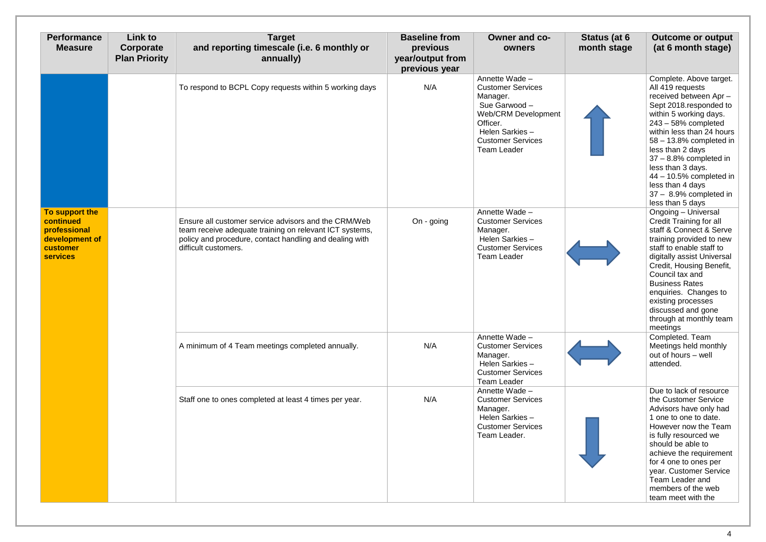| Performance Measure | Link to Corporate Plan Priority | Target and reporting timescale (i.e. 6 monthly or annually) | Baseline from previous year/output from previous year | Owner and co-owners | Status (at 6 month stage | Outcome or output (at 6 month stage) |
|---|---|---|---|---|---|---|
| | | To respond to BCPL Copy requests within 5 working days | N/A | Annette Wade – Customer Services Manager. Sue Garwood – Web/CRM Development Officer. Helen Sarkies – Customer Services Team Leader | ↑ | Complete. Above target. All 419 requests received between Apr – Sept 2018.responded to within 5 working days. 243 – 58% completed within less than 24 hours 58 – 13.8% completed in less than 2 days 37 – 8.8% completed in less than 3 days. 44 – 10.5% completed in less than 4 days 37 – 8.9% completed in less than 5 days |
| **To support the continued professional development of customer services** | | Ensure all customer service advisors and the CRM/Web team receive adequate training on relevant ICT systems, policy and procedure, contact handling and dealing with difficult customers. | On - going | Annette Wade – Customer Services Manager. Helen Sarkies – Customer Services Team Leader | ↔ | Ongoing – Universal Credit Training for all staff & Connect & Serve training provided to new staff to enable staff to digitally assist Universal Credit, Housing Benefit, Council tax and Business Rates enquiries. Changes to existing processes discussed and gone through at monthly team meetings |
| | | A minimum of 4 Team meetings completed annually. | N/A | Annette Wade – Customer Services Manager. Helen Sarkies – Customer Services Team Leader | ↔ | Completed. Team Meetings held monthly out of hours – well attended. |
| | | Staff one to ones completed at least 4 times per year. | N/A | Annette Wade – Customer Services Manager. Helen Sarkies – Customer Services Team Leader. | ↓ | Due to lack of resource the Customer Service Advisors have only had 1 one to one to date. However now the Team is fully resourced we should be able to achieve the requirement for 4 one to ones per year. Customer Service Team Leader and members of the web team meet with the |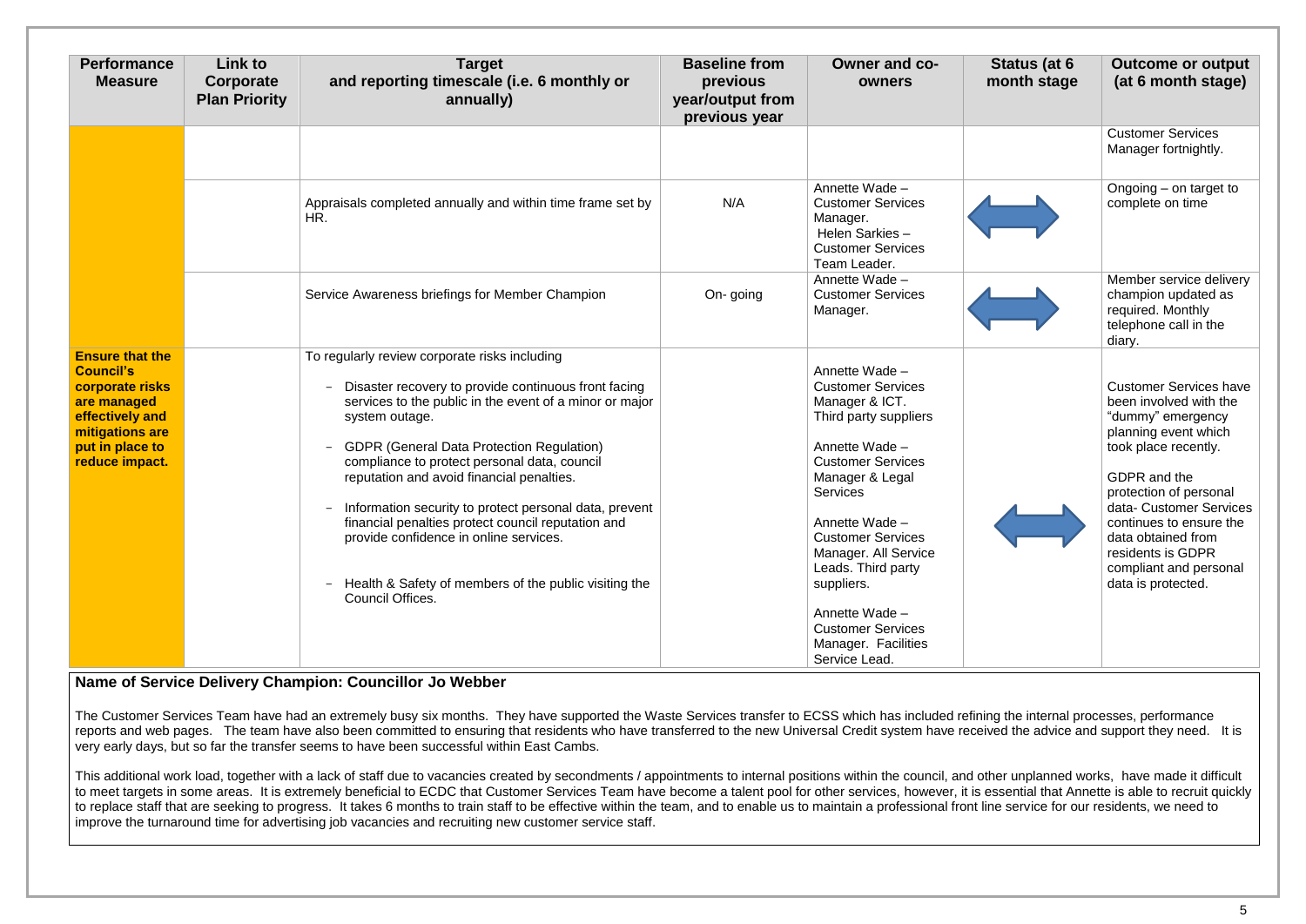| Performance Measure | Link to Corporate Plan Priority | Target and reporting timescale (i.e. 6 monthly or annually) | Baseline from previous year/output from previous year | Owner and co-owners | Status (at 6 month stage | Outcome or output (at 6 month stage) |
|---|---|---|---|---|---|---|
| | | | | | | Customer Services Manager fortnightly. |
| | | Appraisals completed annually and within time frame set by HR. | N/A | Annette Wade – Customer Services Manager. Helen Sarkies – Customer Services Team Leader. | ⟺ | Ongoing – on target to complete on time |
| | | Service Awareness briefings for Member Champion | On- going | Annette Wade – Customer Services Manager. | ⟺ | Member service delivery champion updated as required. Monthly telephone call in the diary. |
| **Ensure that the Council's corporate risks are managed effectively and mitigations are put in place to reduce impact.** | | To regularly review corporate risks including<br>- Disaster recovery to provide continuous front facing services to the public in the event of a minor or major system outage.<br>- GDPR (General Data Protection Regulation) compliance to protect personal data, council reputation and avoid financial penalties.<br>- Information security to protect personal data, prevent financial penalties protect council reputation and provide confidence in online services.<br>- Health & Safety of members of the public visiting the Council Offices. | | Annette Wade – Customer Services Manager & ICT. Third party suppliers<br><br>Annette Wade – Customer Services Manager & Legal Services<br><br>Annette Wade – Customer Services Manager. All Service Leads. Third party suppliers.<br><br>Annette Wade – Customer Services Manager. Facilities Service Lead. | ⟺ | Customer Services have been involved with the "dummy" emergency planning event which took place recently.<br><br>GDPR and the protection of personal data- Customer Services continues to ensure the data obtained from residents is GDPR compliant and personal data is protected. |

**Name of Service Delivery Champion: Councillor Jo Webber**

The Customer Services Team have had an extremely busy six months. They have supported the Waste Services transfer to ECSS which has included refining the internal processes, performance reports and web pages. The team have also been committed to ensuring that residents who have transferred to the new Universal Credit system have received the advice and support they need. It is very early days, but so far the transfer seems to have been successful within East Cambs.

This additional work load, together with a lack of staff due to vacancies created by secondments / appointments to internal positions within the council, and other unplanned works, have made it difficult to meet targets in some areas. It is extremely beneficial to ECDC that Customer Services Team have become a talent pool for other services, however, it is essential that Annette is able to recruit quickly to replace staff that are seeking to progress. It takes 6 months to train staff to be effective within the team, and to enable us to maintain a professional front line service for our residents, we need to improve the turnaround time for advertising job vacancies and recruiting new customer service staff.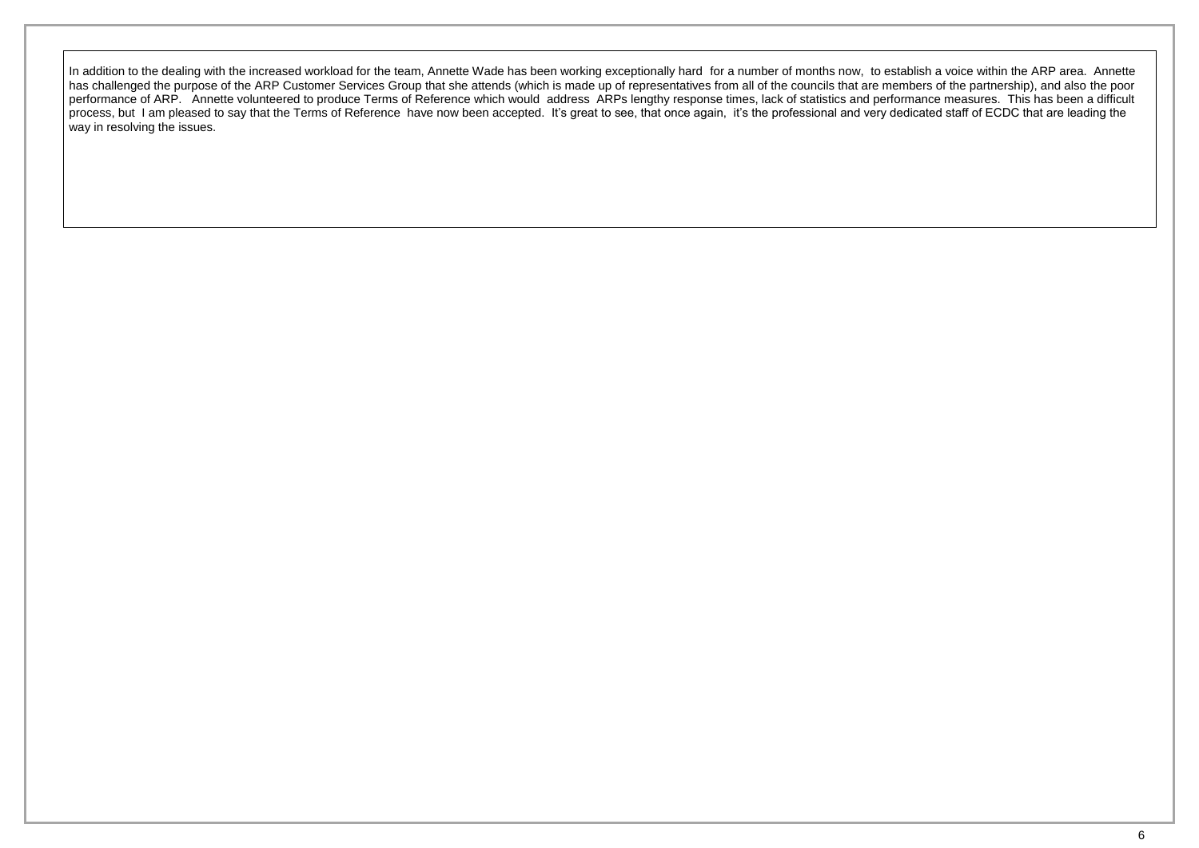In addition to the dealing with the increased workload for the team, Annette Wade has been working exceptionally hard for a number of months now, to establish a voice within the ARP area. Annette has challenged the purpose of the ARP Customer Services Group that she attends (which is made up of representatives from all of the councils that are members of the partnership), and also the poor performance of ARP. Annette volunteered to produce Terms of Reference which would address ARPs lengthy response times, lack of statistics and performance measures. This has been a difficult process, but I am pleased to say that the Terms of Reference have now been accepted. It's great to see, that once again, it's the professional and very dedicated staff of ECDC that are leading the way in resolving the issues.